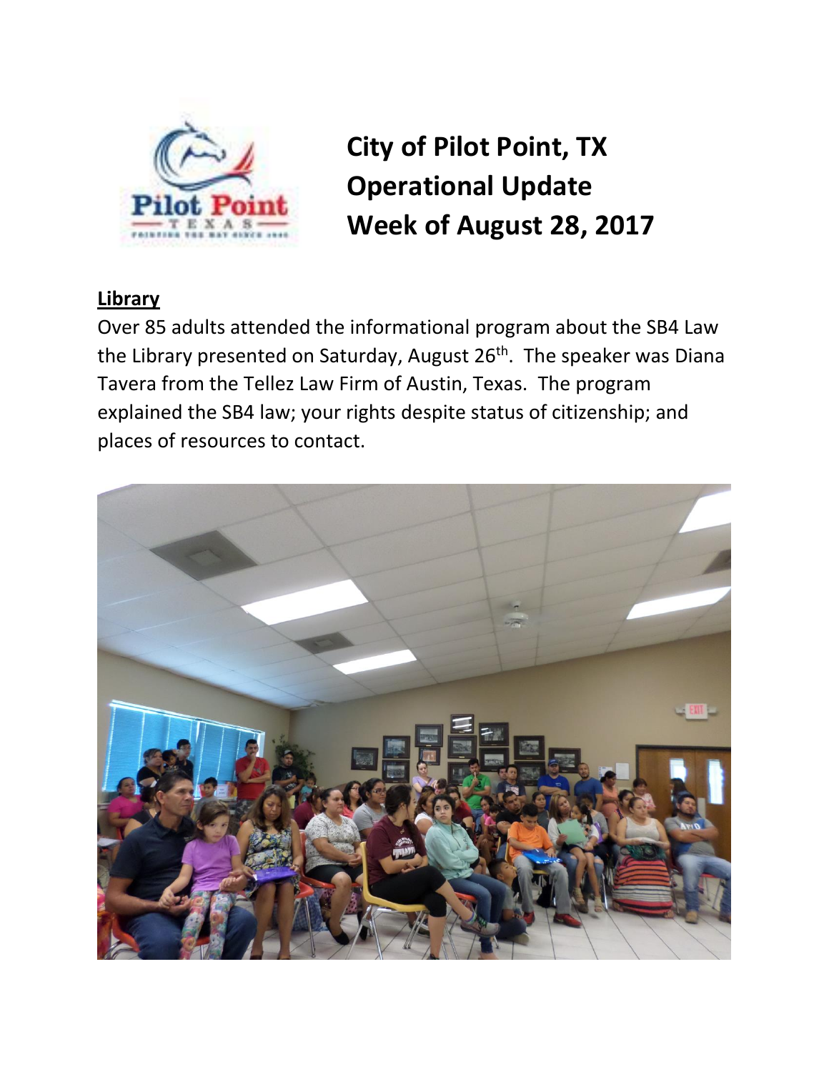# City of Pilot Point, TX
# Operational Update
# Week of August 28, 2017

## Library

Over 85 adults attended the informational program about the SB4 Law the Library presented on Saturday, August 26th. The speaker was Diana Tavera from the Tellez Law Firm of Austin, Texas. The program explained the SB4 law; your rights despite status of citizenship; and places of resources to contact.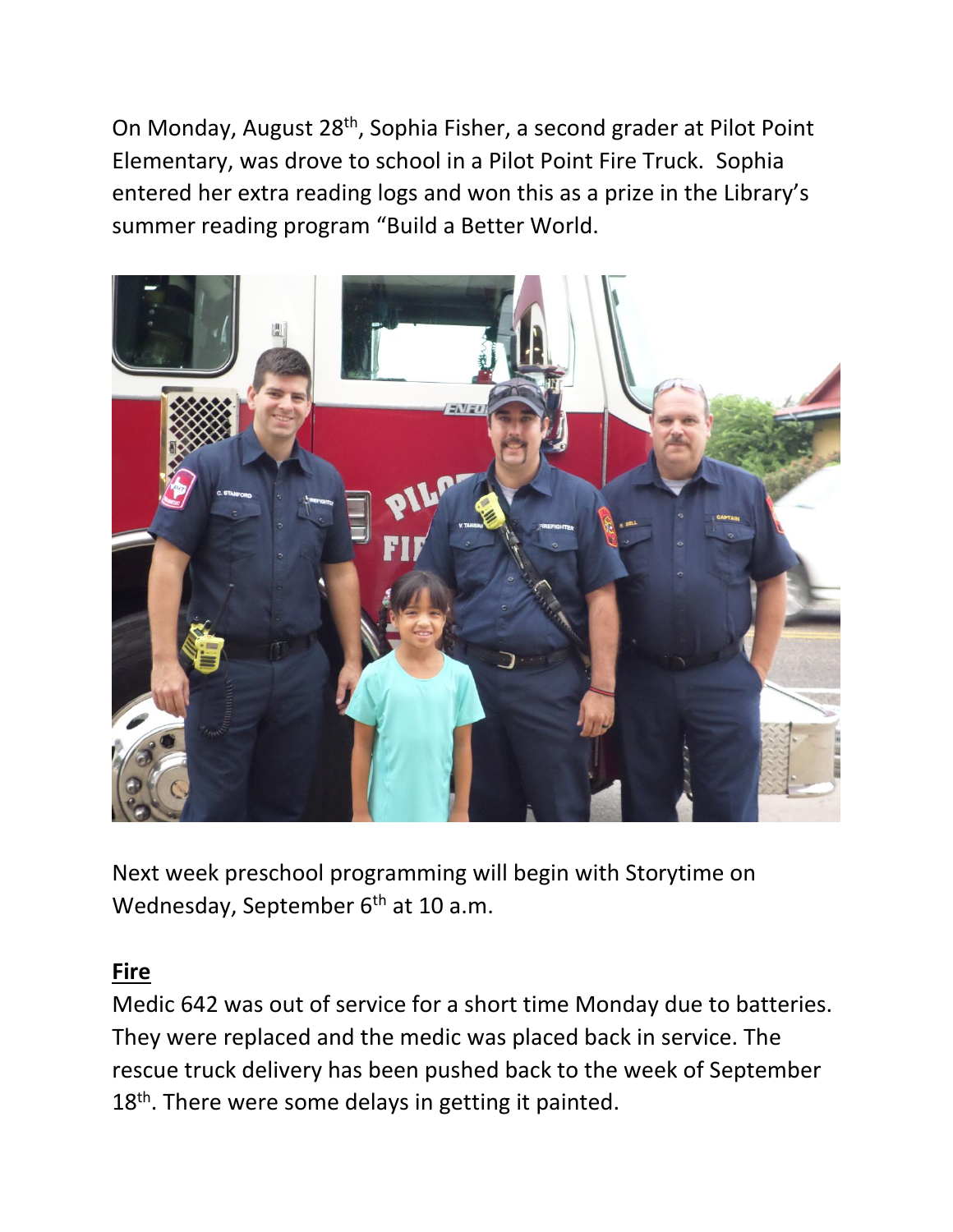On Monday, August 28th, Sophia Fisher, a second grader at Pilot Point Elementary, was drove to school in a Pilot Point Fire Truck. Sophia entered her extra reading logs and won this as a prize in the Library's summer reading program "Build a Better World.

Next week preschool programming will begin with Storytime on Wednesday, September 6th at 10 a.m.

## **Fire**

Medic 642 was out of service for a short time Monday due to batteries. They were replaced and the medic was placed back in service. The rescue truck delivery has been pushed back to the week of September 18th. There were some delays in getting it painted.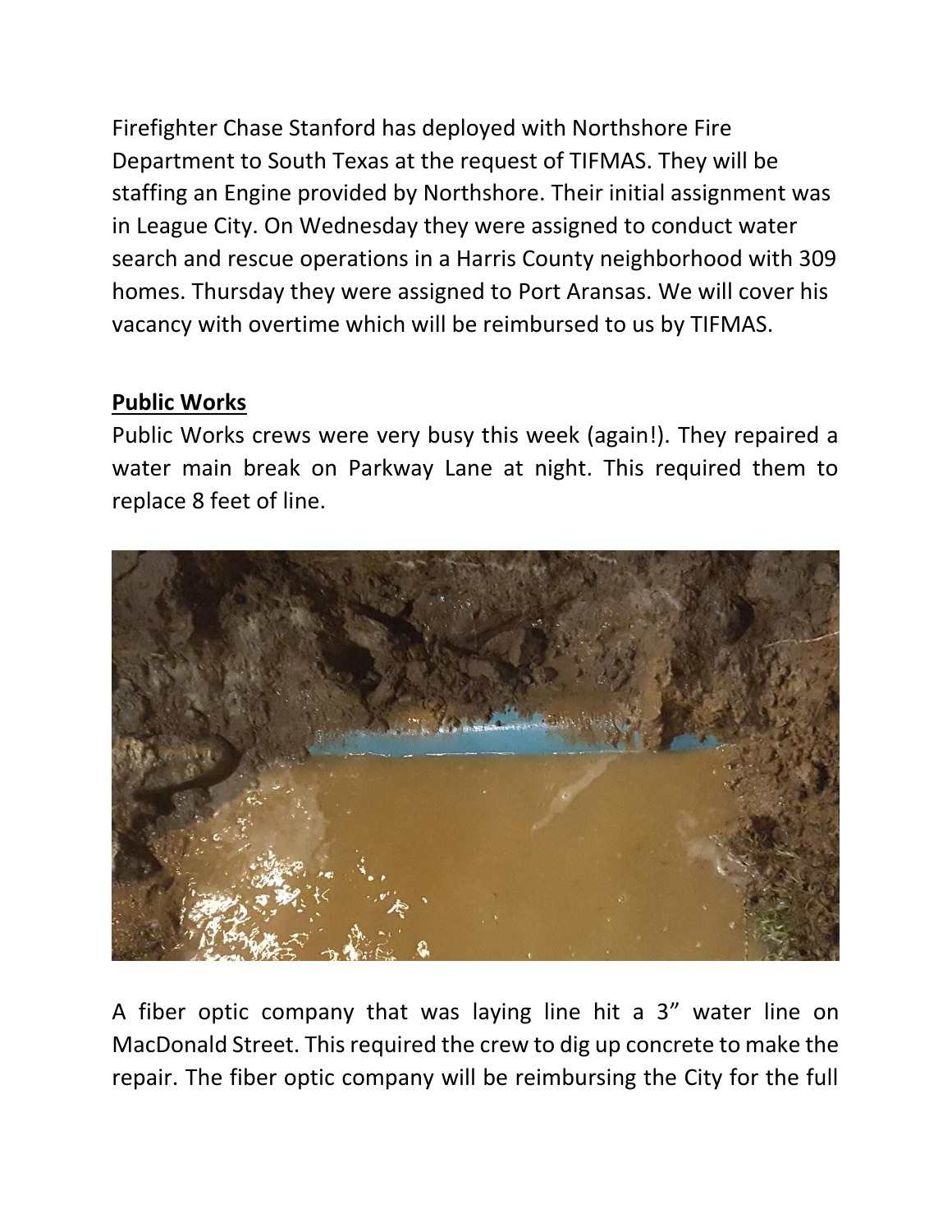Firefighter Chase Stanford has deployed with Northshore Fire Department to South Texas at the request of TIFMAS. They will be staffing an Engine provided by Northshore. Their initial assignment was in League City. On Wednesday they were assigned to conduct water search and rescue operations in a Harris County neighborhood with 309 homes. Thursday they were assigned to Port Aransas. We will cover his vacancy with overtime which will be reimbursed to us by TIFMAS.

## **Public Works**

Public Works crews were very busy this week (again!). They repaired a water main break on Parkway Lane at night. This required them to replace 8 feet of line.

A fiber optic company that was laying line hit a 3" water line on MacDonald Street. This required the crew to dig up concrete to make the repair. The fiber optic company will be reimbursing the City for the full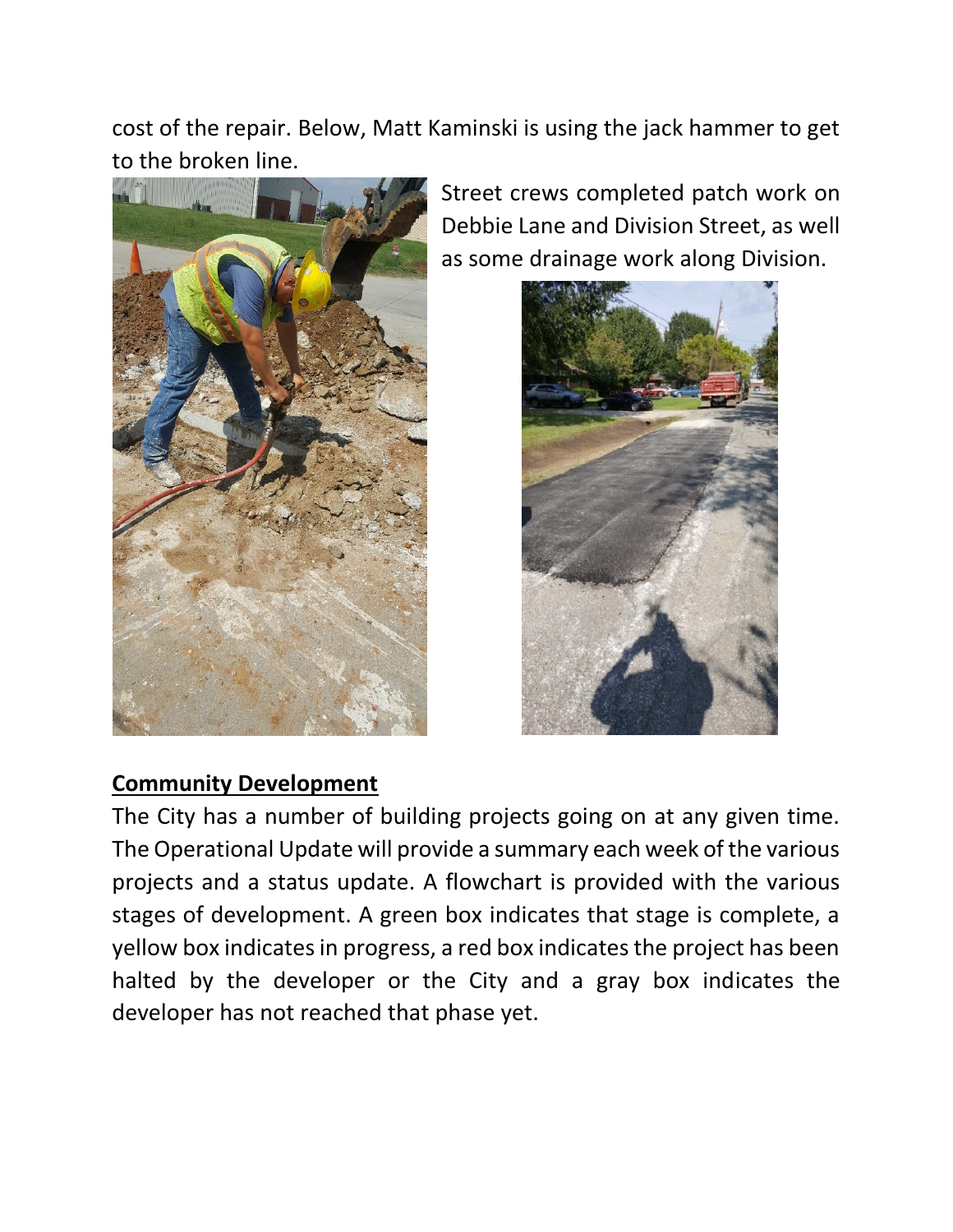cost of the repair. Below, Matt Kaminski is using the jack hammer to get to the broken line.

Street crews completed patch work on Debbie Lane and Division Street, as well as some drainage work along Division.

**Community Development**

The City has a number of building projects going on at any given time. The Operational Update will provide a summary each week of the various projects and a status update. A flowchart is provided with the various stages of development. A green box indicates that stage is complete, a yellow box indicates in progress, a red box indicates the project has been halted by the developer or the City and a gray box indicates the developer has not reached that phase yet.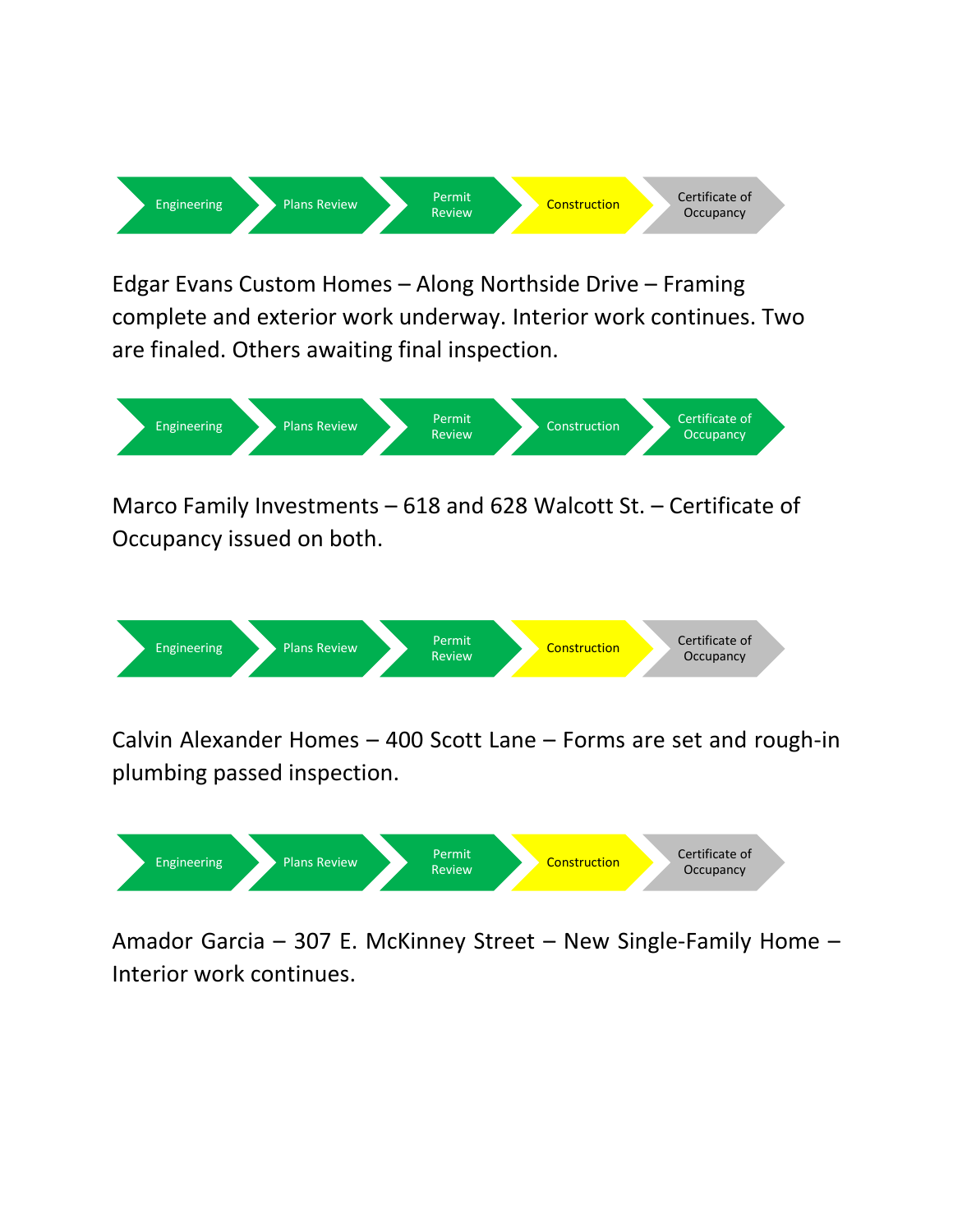Engineering → Plans Review → Permit Review → Construction → Certificate of Occupancy

Edgar Evans Custom Homes – Along Northside Drive – Framing complete and exterior work underway. Interior work continues. Two are finaled. Others awaiting final inspection.

Engineering → Plans Review → Permit Review → Construction → Certificate of Occupancy

Marco Family Investments – 618 and 628 Walcott St. – Certificate of Occupancy issued on both.

Engineering → Plans Review → Permit Review → Construction → Certificate of Occupancy

Calvin Alexander Homes – 400 Scott Lane – Forms are set and rough-in plumbing passed inspection.

Engineering → Plans Review → Permit Review → Construction → Certificate of Occupancy

Amador Garcia – 307 E. McKinney Street – New Single-Family Home – Interior work continues.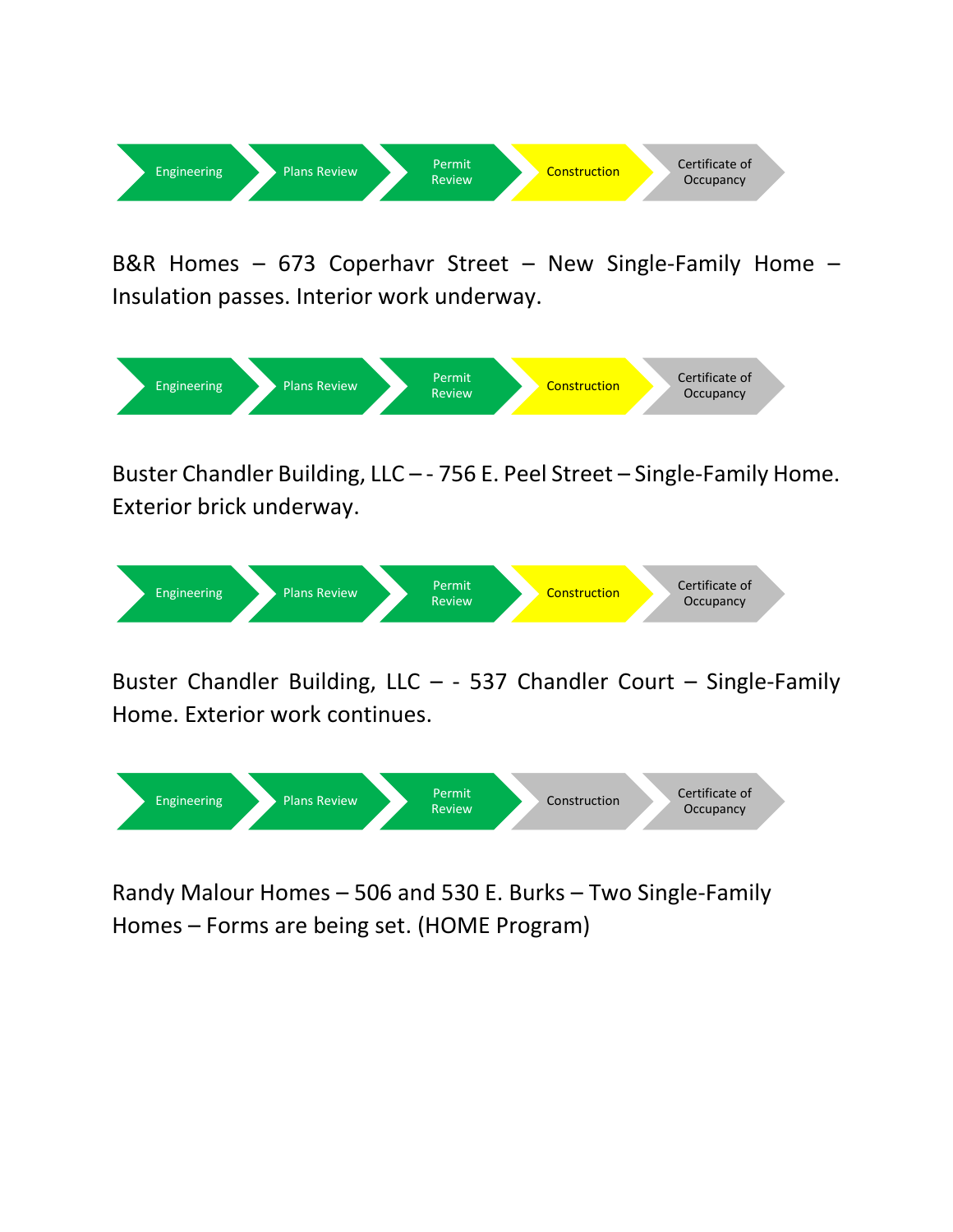Engineering → Plans Review → Permit Review → Construction → Certificate of Occupancy

B&R Homes – 673 Coperhavr Street – New Single-Family Home – Insulation passes. Interior work underway.

Engineering → Plans Review → Permit Review → Construction → Certificate of Occupancy

Buster Chandler Building, LLC – - 756 E. Peel Street – Single-Family Home. Exterior brick underway.

Engineering → Plans Review → Permit Review → Construction → Certificate of Occupancy

Buster Chandler Building, LLC – - 537 Chandler Court – Single-Family Home. Exterior work continues.

Engineering → Plans Review → Permit Review → Construction → Certificate of Occupancy

Randy Malour Homes – 506 and 530 E. Burks – Two Single-Family Homes – Forms are being set. (HOME Program)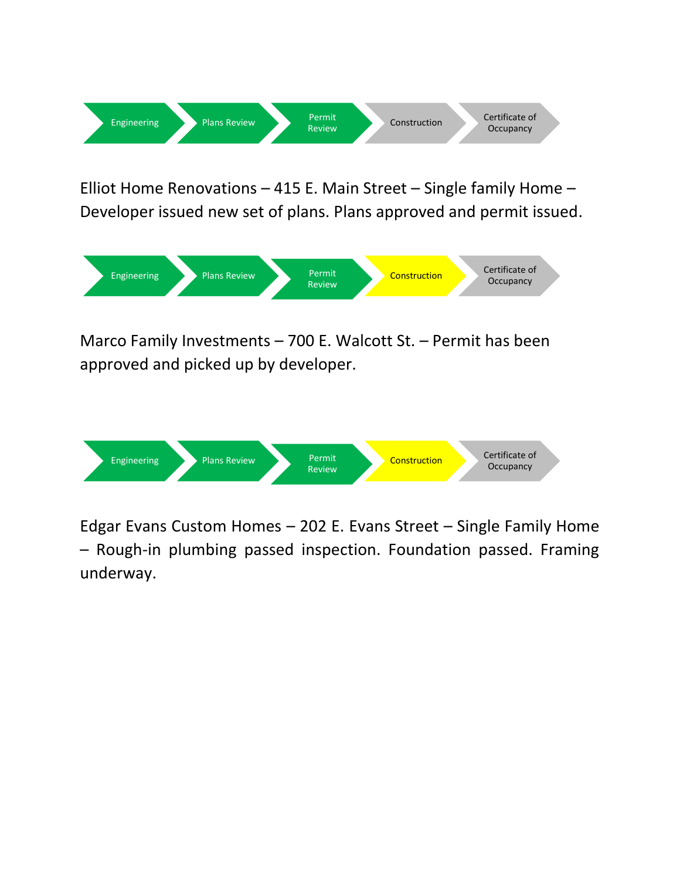Engineering → Plans Review → Permit Review → Construction → Certificate of Occupancy

Elliot Home Renovations – 415 E. Main Street – Single family Home – Developer issued new set of plans. Plans approved and permit issued.

Engineering → Plans Review → Permit Review → Construction → Certificate of Occupancy

Marco Family Investments – 700 E. Walcott St. – Permit has been approved and picked up by developer.

Engineering → Plans Review → Permit Review → Construction → Certificate of Occupancy

Edgar Evans Custom Homes – 202 E. Evans Street – Single Family Home – Rough-in plumbing passed inspection. Foundation passed. Framing underway.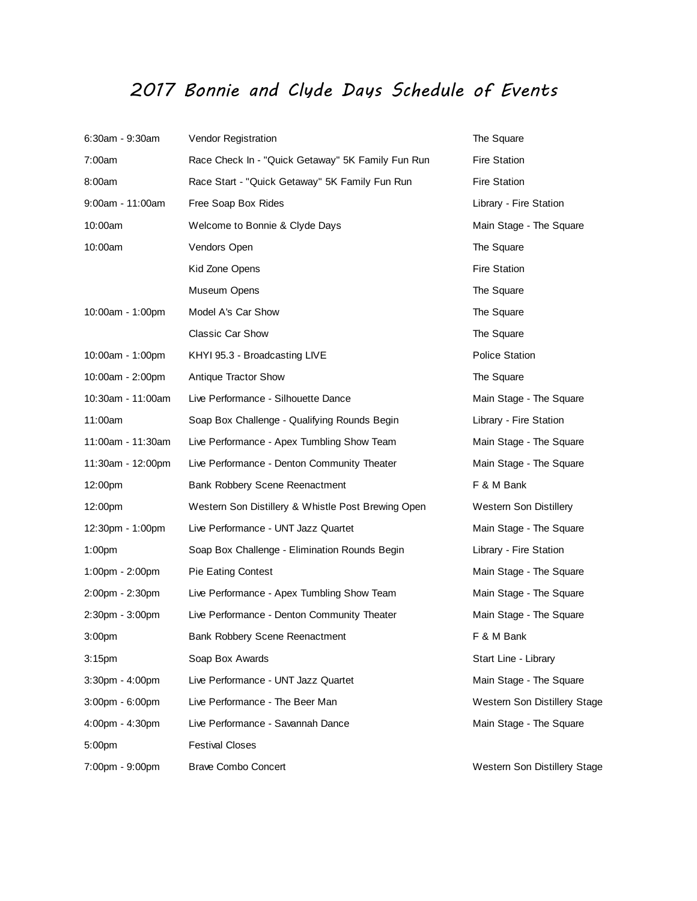# 2017 Bonnie and Clyde Days Schedule of Events

| | | |
|---|---|---|
| 6:30am - 9:30am | Vendor Registration | The Square |
| 7:00am | Race Check In - "Quick Getaway" 5K Family Fun Run | Fire Station |
| 8:00am | Race Start - "Quick Getaway" 5K Family Fun Run | Fire Station |
| 9:00am - 11:00am | Free Soap Box Rides | Library - Fire Station |
| 10:00am | Welcome to Bonnie & Clyde Days | Main Stage - The Square |
| 10:00am | Vendors Open | The Square |
| | Kid Zone Opens | Fire Station |
| | Museum Opens | The Square |
| 10:00am - 1:00pm | Model A's Car Show | The Square |
| | Classic Car Show | The Square |
| 10:00am - 1:00pm | KHYI 95.3 - Broadcasting LIVE | Police Station |
| 10:00am - 2:00pm | Antique Tractor Show | The Square |
| 10:30am - 11:00am | Live Performance - Silhouette Dance | Main Stage - The Square |
| 11:00am | Soap Box Challenge - Qualifying Rounds Begin | Library - Fire Station |
| 11:00am - 11:30am | Live Performance - Apex Tumbling Show Team | Main Stage - The Square |
| 11:30am - 12:00pm | Live Performance - Denton Community Theater | Main Stage - The Square |
| 12:00pm | Bank Robbery Scene Reenactment | F & M Bank |
| 12:00pm | Western Son Distillery & Whistle Post Brewing Open | Western Son Distillery |
| 12:30pm - 1:00pm | Live Performance - UNT Jazz Quartet | Main Stage - The Square |
| 1:00pm | Soap Box Challenge - Elimination Rounds Begin | Library - Fire Station |
| 1:00pm - 2:00pm | Pie Eating Contest | Main Stage - The Square |
| 2:00pm - 2:30pm | Live Performance - Apex Tumbling Show Team | Main Stage - The Square |
| 2:30pm - 3:00pm | Live Performance - Denton Community Theater | Main Stage - The Square |
| 3:00pm | Bank Robbery Scene Reenactment | F & M Bank |
| 3:15pm | Soap Box Awards | Start Line - Library |
| 3:30pm - 4:00pm | Live Performance - UNT Jazz Quartet | Main Stage - The Square |
| 3:00pm - 6:00pm | Live Performance - The Beer Man | Western Son Distillery Stage |
| 4:00pm - 4:30pm | Live Performance - Savannah Dance | Main Stage - The Square |
| 5:00pm | Festival Closes | |
| 7:00pm - 9:00pm | Brave Combo Concert | Western Son Distillery Stage |